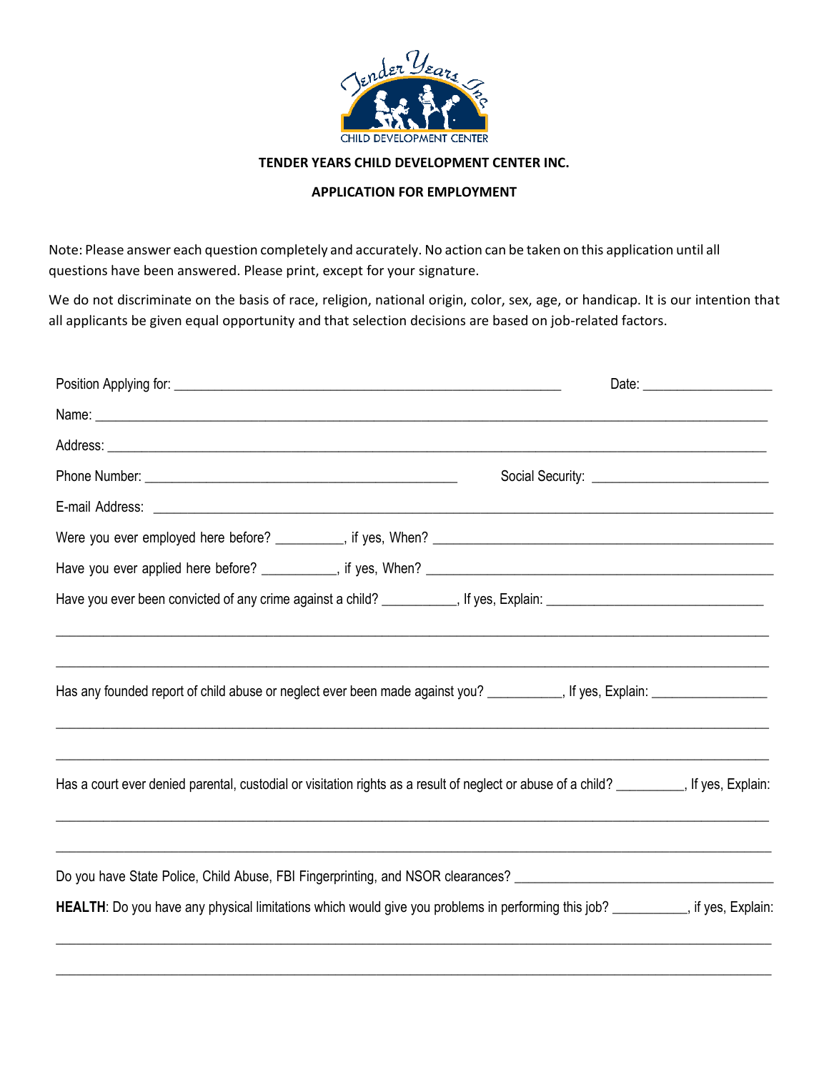# TENDER YEARS CHILD DEVELOPMENT CENTER INC.

## APPLICATION FOR EMPLOYMENT

Note: Please answer each question completely and accurately. No action can be taken on this application until all questions have been answered. Please print, except for your signature.

We do not discriminate on the basis of race, religion, national origin, color, sex, age, or handicap. It is our intention that all applicants be given equal opportunity and that selection decisions are based on job-related factors.

Position Applying for: ______________________________ Date: ______________

Name: ______________________________

Address: ______________________________

Phone Number: ______________________________ Social Security: ______________________________

E-mail Address: ______________________________

Were you ever employed here before? __________, if yes, When? ______________________________

Have you ever applied here before? __________, if yes, When? ______________________________

Have you ever been convicted of any crime against a child? __________, If yes, Explain: ______________________________

______________________________

______________________________

Has any founded report of child abuse or neglect ever been made against you? __________, If yes, Explain: ______________

______________________________

______________________________

Has a court ever denied parental, custodial or visitation rights as a result of neglect or abuse of a child? __________, If yes, Explain:

______________________________

______________________________

Do you have State Police, Child Abuse, FBI Fingerprinting, and NSOR clearances? ______________________________

**HEALTH**: Do you have any physical limitations which would give you problems in performing this job? __________, if yes, Explain:

______________________________

______________________________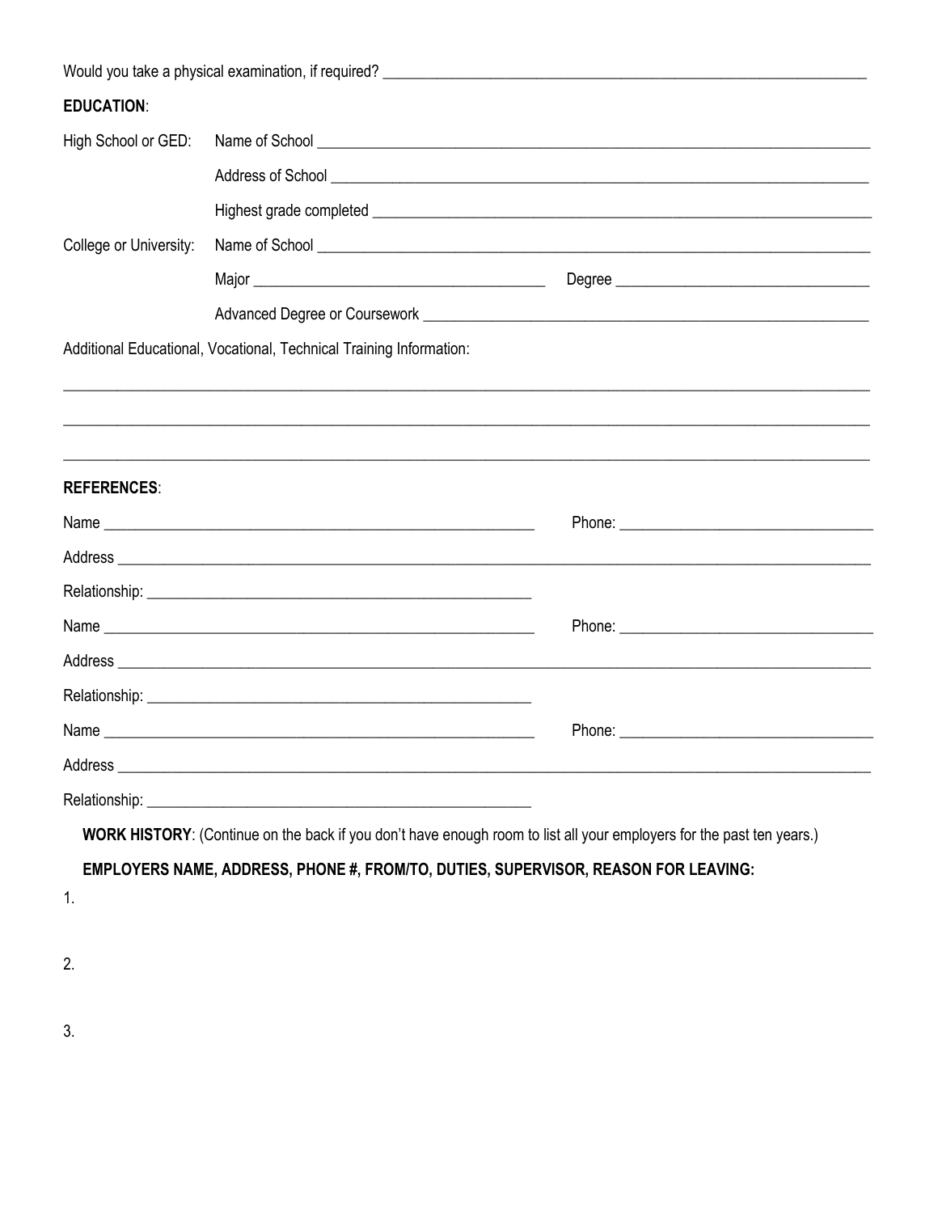Would you take a physical examination, if required? ______________________________________________

**EDUCATION**:

High School or GED: Name of School ______________________________________________

Address of School ______________________________________________

Highest grade completed ______________________________________________

College or University: Name of School ______________________________________________

Major ________________________ Degree ________________________

Advanced Degree or Coursework ______________________________________________

Additional Educational, Vocational, Technical Training Information:

______________________________________________________________________________

______________________________________________________________________________

______________________________________________________________________________

**REFERENCES**:

Name ______________________________________ Phone: ________________________

Address ______________________________________________________________________

Relationship: ______________________________________

Name ______________________________________ Phone: ________________________

Address ______________________________________________________________________

Relationship: ______________________________________

Name ______________________________________ Phone: ________________________

Address ______________________________________________________________________

Relationship: ______________________________________

**WORK HISTORY**: (Continue on the back if you don't have enough room to list all your employers for the past ten years.)

**EMPLOYERS NAME, ADDRESS, PHONE #, FROM/TO, DUTIES, SUPERVISOR, REASON FOR LEAVING:**

1.

2.

3.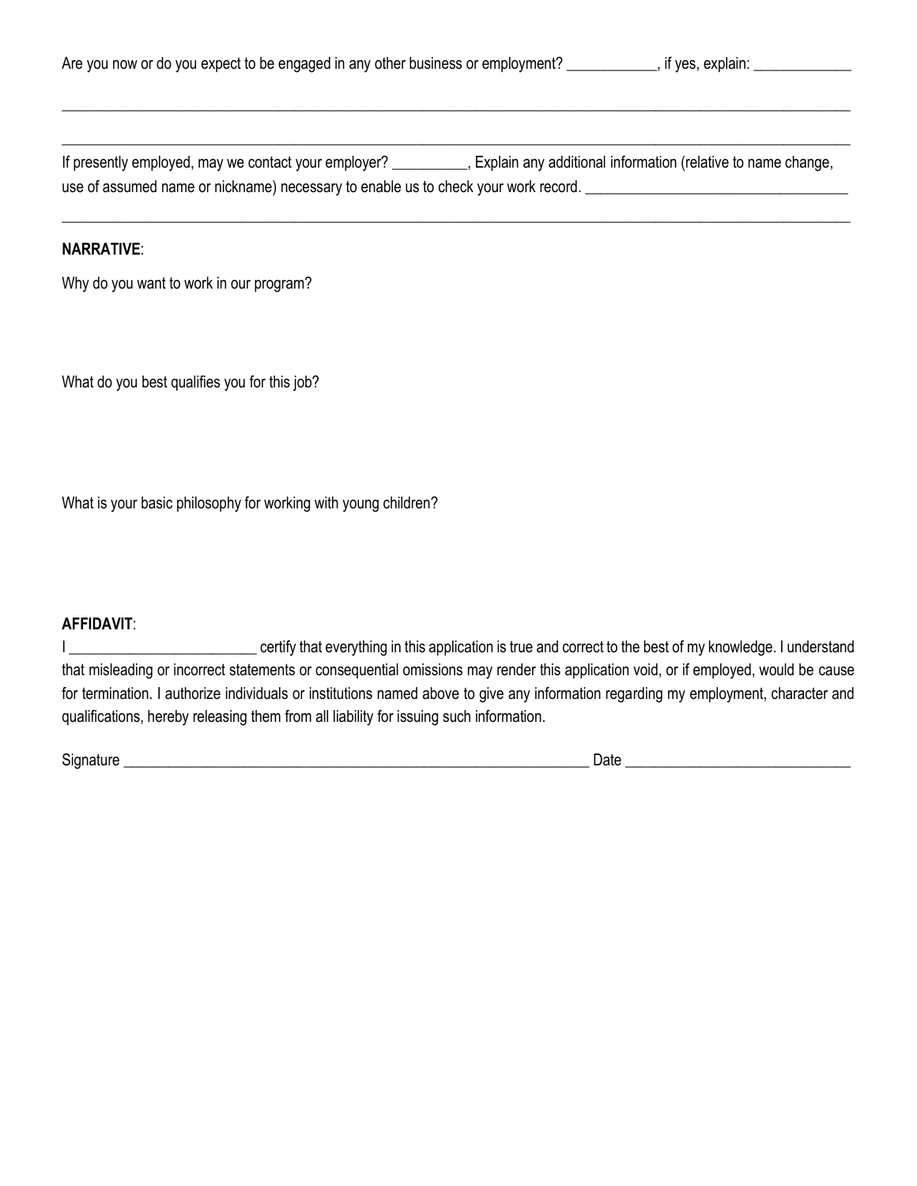Are you now or do you expect to be engaged in any other business or employment? ____________, if yes, explain: _____________

______________________________________________________________________________________________________

______________________________________________________________________________________________________

If presently employed, may we contact your employer? __________, Explain any additional information (relative to name change, use of assumed name or nickname) necessary to enable us to check your work record. ___________________________________

______________________________________________________________________________________________________

**NARRATIVE**:

Why do you want to work in our program?

What do you best qualifies you for this job?

What is your basic philosophy for working with young children?

**AFFIDAVIT**:

I _________________________ certify that everything in this application is true and correct to the best of my knowledge. I understand that misleading or incorrect statements or consequential omissions may render this application void, or if employed, would be cause for termination. I authorize individuals or institutions named above to give any information regarding my employment, character and qualifications, hereby releasing them from all liability for issuing such information.

Signature _________________________________________________________________ Date _______________________________